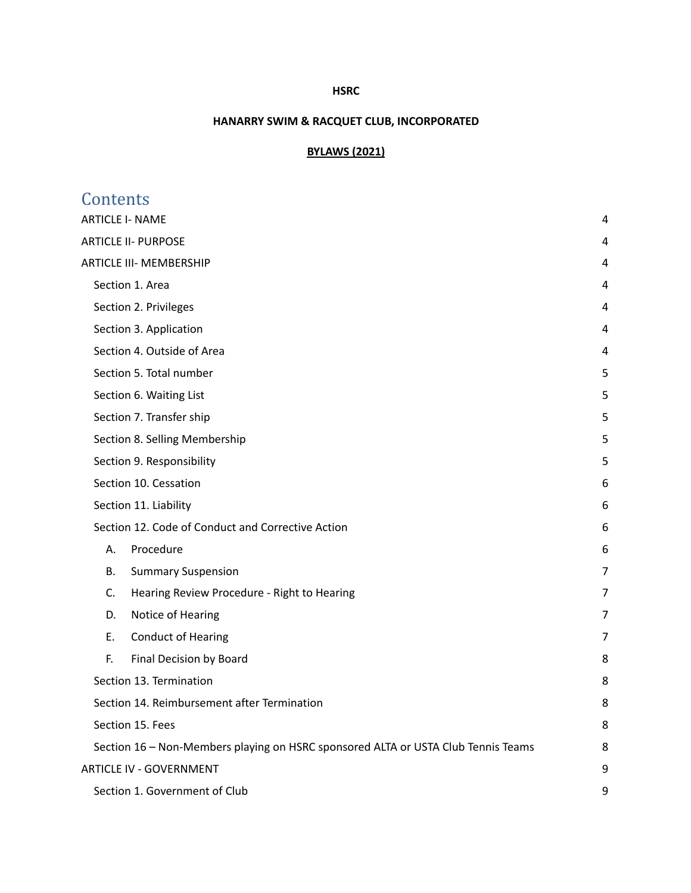**HSRC**

**HANARRY SWIM & RACQUET CLUB, INCORPORATED**

**BYLAWS (2021)**

# Contents

ARTICLE I- NAME 4

ARTICLE II- PURPOSE 4

ARTICLE III- MEMBERSHIP 4

- Section 1. Area 4
- Section 2. Privileges 4
- Section 3. Application 4
- Section 4. Outside of Area 4
- Section 5. Total number 5
- Section 6. Waiting List 5
- Section 7. Transfer ship 5
- Section 8. Selling Membership 5
- Section 9. Responsibility 5
- Section 10. Cessation 6
- Section 11. Liability 6
- Section 12. Code of Conduct and Corrective Action 6
  - A. Procedure 6
  - B. Summary Suspension 7
  - C. Hearing Review Procedure - Right to Hearing 7
  - D. Notice of Hearing 7
  - E. Conduct of Hearing 7
  - F. Final Decision by Board 8
- Section 13. Termination 8
- Section 14. Reimbursement after Termination 8
- Section 15. Fees 8
- Section 16 – Non-Members playing on HSRC sponsored ALTA or USTA Club Tennis Teams 8

ARTICLE IV - GOVERNMENT 9

- Section 1. Government of Club 9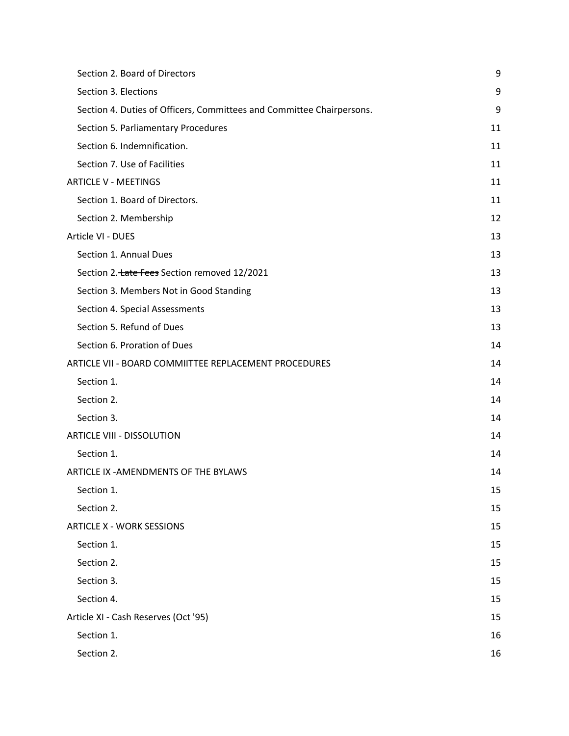Section 2. Board of Directors 9

Section 3. Elections 9

Section 4. Duties of Officers, Committees and Committee Chairpersons. 9

Section 5. Parliamentary Procedures 11

Section 6. Indemnification. 11

Section 7. Use of Facilities 11

ARTICLE V - MEETINGS 11

Section 1. Board of Directors. 11

Section 2. Membership 12

Article VI - DUES 13

Section 1. Annual Dues 13

Section 2. ~~Late Fees~~ Section removed 12/2021 13

Section 3. Members Not in Good Standing 13

Section 4. Special Assessments 13

Section 5. Refund of Dues 13

Section 6. Proration of Dues 14

ARTICLE VII - BOARD COMMIITTEE REPLACEMENT PROCEDURES 14

Section 1. 14

Section 2. 14

Section 3. 14

ARTICLE VIII - DISSOLUTION 14

Section 1. 14

ARTICLE IX -AMENDMENTS OF THE BYLAWS 14

Section 1. 15

Section 2. 15

ARTICLE X - WORK SESSIONS 15

Section 1. 15

Section 2. 15

Section 3. 15

Section 4. 15

Article XI - Cash Reserves (Oct '95) 15

Section 1. 16

Section 2. 16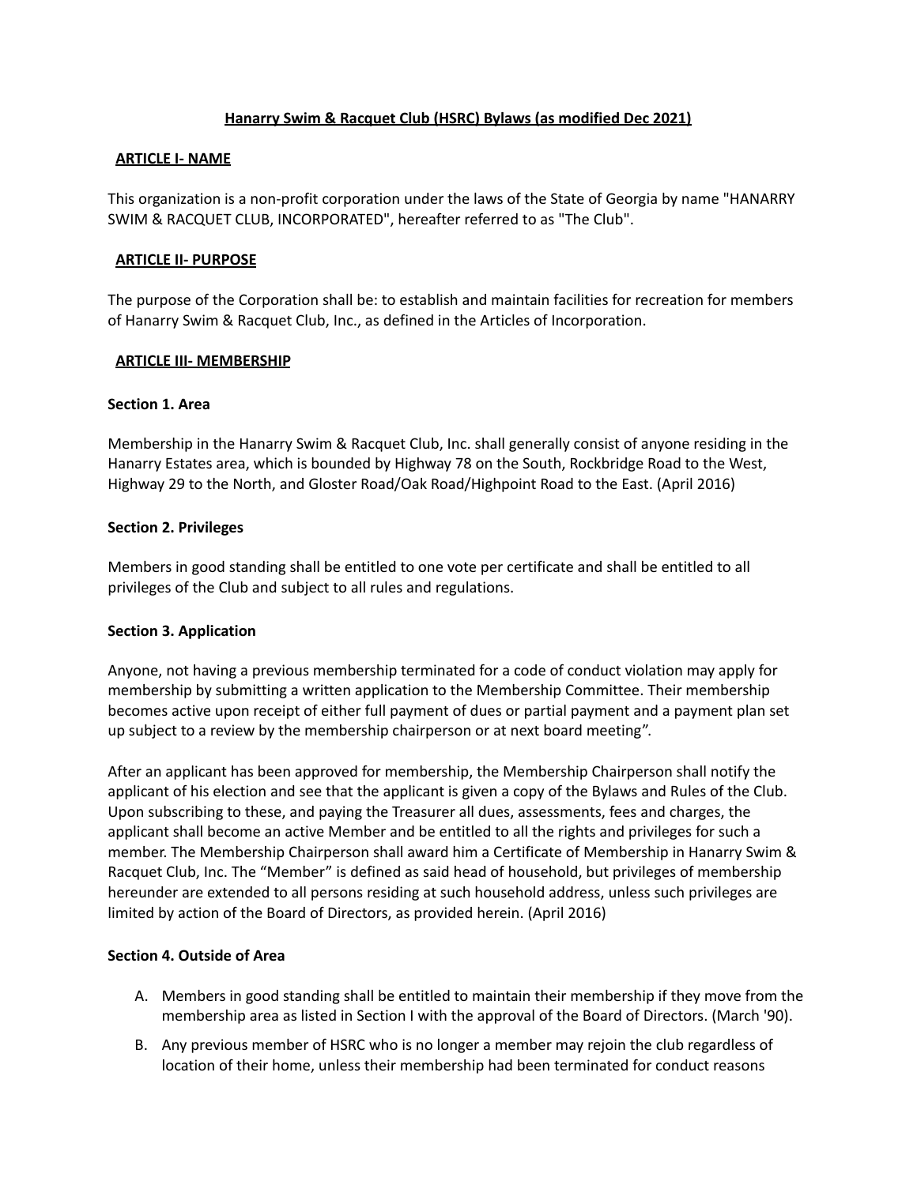**Hanarry Swim & Racquet Club (HSRC) Bylaws (as modified Dec 2021)**

**ARTICLE I- NAME**

This organization is a non-profit corporation under the laws of the State of Georgia by name "HANARRY SWIM & RACQUET CLUB, INCORPORATED", hereafter referred to as "The Club".

**ARTICLE II- PURPOSE**

The purpose of the Corporation shall be: to establish and maintain facilities for recreation for members of Hanarry Swim & Racquet Club, Inc., as defined in the Articles of Incorporation.

**ARTICLE III- MEMBERSHIP**

**Section 1. Area**

Membership in the Hanarry Swim & Racquet Club, Inc. shall generally consist of anyone residing in the Hanarry Estates area, which is bounded by Highway 78 on the South, Rockbridge Road to the West, Highway 29 to the North, and Gloster Road/Oak Road/Highpoint Road to the East. (April 2016)

**Section 2. Privileges**

Members in good standing shall be entitled to one vote per certificate and shall be entitled to all privileges of the Club and subject to all rules and regulations.

**Section 3. Application**

Anyone, not having a previous membership terminated for a code of conduct violation may apply for membership by submitting a written application to the Membership Committee. Their membership becomes active upon receipt of either full payment of dues or partial payment and a payment plan set up subject to a review by the membership chairperson or at next board meeting".

After an applicant has been approved for membership, the Membership Chairperson shall notify the applicant of his election and see that the applicant is given a copy of the Bylaws and Rules of the Club. Upon subscribing to these, and paying the Treasurer all dues, assessments, fees and charges, the applicant shall become an active Member and be entitled to all the rights and privileges for such a member. The Membership Chairperson shall award him a Certificate of Membership in Hanarry Swim & Racquet Club, Inc. The "Member" is defined as said head of household, but privileges of membership hereunder are extended to all persons residing at such household address, unless such privileges are limited by action of the Board of Directors, as provided herein. (April 2016)

**Section 4. Outside of Area**

A. Members in good standing shall be entitled to maintain their membership if they move from the membership area as listed in Section I with the approval of the Board of Directors. (March '90).
B. Any previous member of HSRC who is no longer a member may rejoin the club regardless of location of their home, unless their membership had been terminated for conduct reasons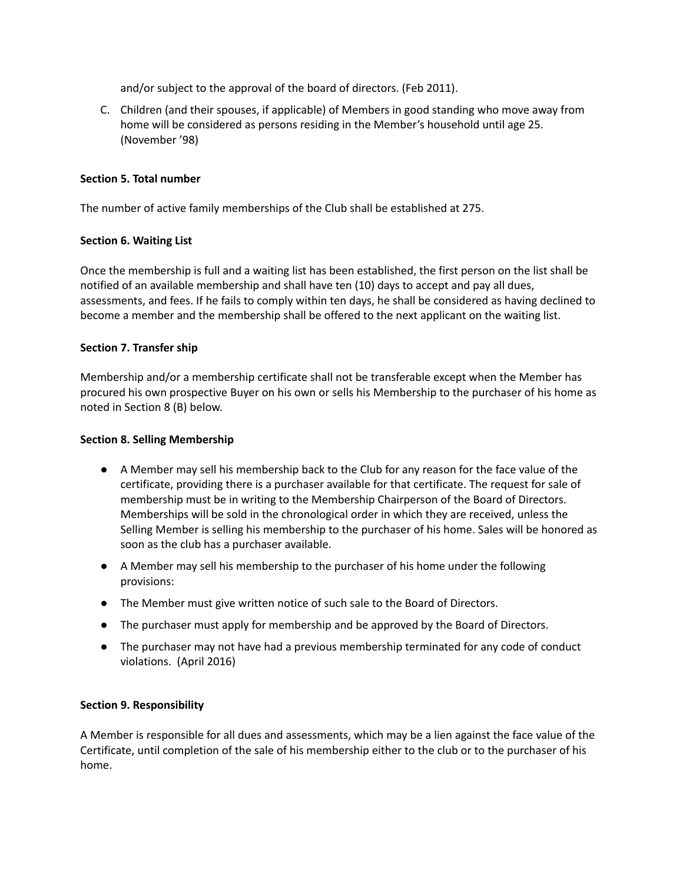and/or subject to the approval of the board of directors. (Feb 2011).

C. Children (and their spouses, if applicable) of Members in good standing who move away from home will be considered as persons residing in the Member's household until age 25. (November '98)

**Section 5. Total number**

The number of active family memberships of the Club shall be established at 275.

**Section 6. Waiting List**

Once the membership is full and a waiting list has been established, the first person on the list shall be notified of an available membership and shall have ten (10) days to accept and pay all dues, assessments, and fees. If he fails to comply within ten days, he shall be considered as having declined to become a member and the membership shall be offered to the next applicant on the waiting list.

**Section 7. Transfer ship**

Membership and/or a membership certificate shall not be transferable except when the Member has procured his own prospective Buyer on his own or sells his Membership to the purchaser of his home as noted in Section 8 (B) below.

**Section 8. Selling Membership**

- A Member may sell his membership back to the Club for any reason for the face value of the certificate, providing there is a purchaser available for that certificate. The request for sale of membership must be in writing to the Membership Chairperson of the Board of Directors. Memberships will be sold in the chronological order in which they are received, unless the Selling Member is selling his membership to the purchaser of his home. Sales will be honored as soon as the club has a purchaser available.
- A Member may sell his membership to the purchaser of his home under the following provisions:
- The Member must give written notice of such sale to the Board of Directors.
- The purchaser must apply for membership and be approved by the Board of Directors.
- The purchaser may not have had a previous membership terminated for any code of conduct violations. (April 2016)

**Section 9. Responsibility**

A Member is responsible for all dues and assessments, which may be a lien against the face value of the Certificate, until completion of the sale of his membership either to the club or to the purchaser of his home.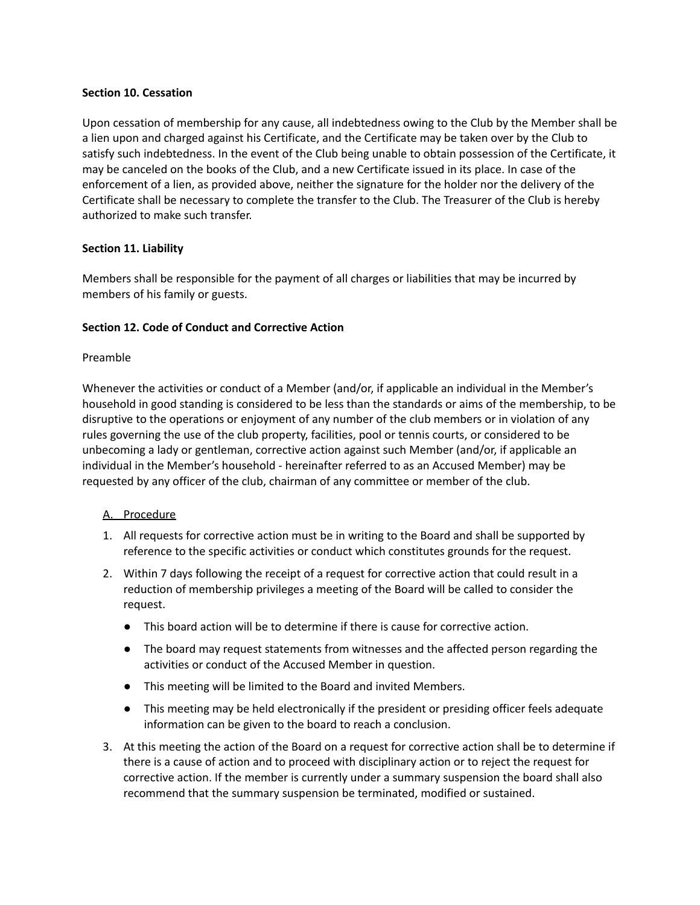**Section 10. Cessation**

Upon cessation of membership for any cause, all indebtedness owing to the Club by the Member shall be a lien upon and charged against his Certificate, and the Certificate may be taken over by the Club to satisfy such indebtedness. In the event of the Club being unable to obtain possession of the Certificate, it may be canceled on the books of the Club, and a new Certificate issued in its place. In case of the enforcement of a lien, as provided above, neither the signature for the holder nor the delivery of the Certificate shall be necessary to complete the transfer to the Club. The Treasurer of the Club is hereby authorized to make such transfer.

**Section 11. Liability**

Members shall be responsible for the payment of all charges or liabilities that may be incurred by members of his family or guests.

**Section 12. Code of Conduct and Corrective Action**

Preamble

Whenever the activities or conduct of a Member (and/or, if applicable an individual in the Member's household in good standing is considered to be less than the standards or aims of the membership, to be disruptive to the operations or enjoyment of any number of the club members or in violation of any rules governing the use of the club property, facilities, pool or tennis courts, or considered to be unbecoming a lady or gentleman, corrective action against such Member (and/or, if applicable an individual in the Member's household - hereinafter referred to as an Accused Member) may be requested by any officer of the club, chairman of any committee or member of the club.

A. <u>Procedure</u>

1. All requests for corrective action must be in writing to the Board and shall be supported by reference to the specific activities or conduct which constitutes grounds for the request.
2. Within 7 days following the receipt of a request for corrective action that could result in a reduction of membership privileges a meeting of the Board will be called to consider the request.
   - This board action will be to determine if there is cause for corrective action.
   - The board may request statements from witnesses and the affected person regarding the activities or conduct of the Accused Member in question.
   - This meeting will be limited to the Board and invited Members.
   - This meeting may be held electronically if the president or presiding officer feels adequate information can be given to the board to reach a conclusion.
3. At this meeting the action of the Board on a request for corrective action shall be to determine if there is a cause of action and to proceed with disciplinary action or to reject the request for corrective action. If the member is currently under a summary suspension the board shall also recommend that the summary suspension be terminated, modified or sustained.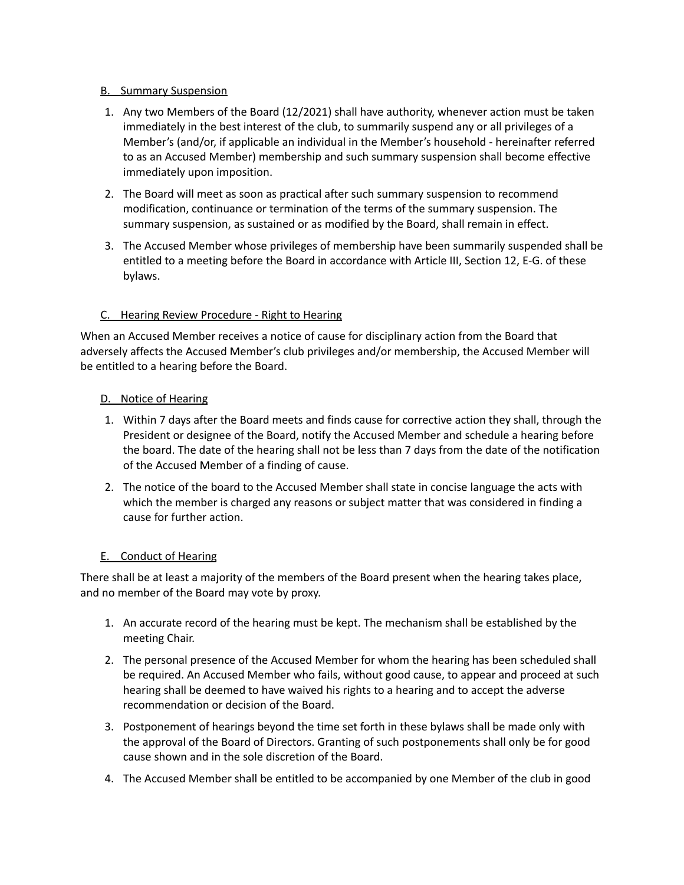### B. Summary Suspension

1. Any two Members of the Board (12/2021) shall have authority, whenever action must be taken immediately in the best interest of the club, to summarily suspend any or all privileges of a Member's (and/or, if applicable an individual in the Member's household - hereinafter referred to as an Accused Member) membership and such summary suspension shall become effective immediately upon imposition.
2. The Board will meet as soon as practical after such summary suspension to recommend modification, continuance or termination of the terms of the summary suspension. The summary suspension, as sustained or as modified by the Board, shall remain in effect.
3. The Accused Member whose privileges of membership have been summarily suspended shall be entitled to a meeting before the Board in accordance with Article III, Section 12, E-G. of these bylaws.

### C. Hearing Review Procedure - Right to Hearing

When an Accused Member receives a notice of cause for disciplinary action from the Board that adversely affects the Accused Member's club privileges and/or membership, the Accused Member will be entitled to a hearing before the Board.

### D. Notice of Hearing

1. Within 7 days after the Board meets and finds cause for corrective action they shall, through the President or designee of the Board, notify the Accused Member and schedule a hearing before the board. The date of the hearing shall not be less than 7 days from the date of the notification of the Accused Member of a finding of cause.
2. The notice of the board to the Accused Member shall state in concise language the acts with which the member is charged any reasons or subject matter that was considered in finding a cause for further action.

### E. Conduct of Hearing

There shall be at least a majority of the members of the Board present when the hearing takes place, and no member of the Board may vote by proxy.

1. An accurate record of the hearing must be kept. The mechanism shall be established by the meeting Chair.
2. The personal presence of the Accused Member for whom the hearing has been scheduled shall be required. An Accused Member who fails, without good cause, to appear and proceed at such hearing shall be deemed to have waived his rights to a hearing and to accept the adverse recommendation or decision of the Board.
3. Postponement of hearings beyond the time set forth in these bylaws shall be made only with the approval of the Board of Directors. Granting of such postponements shall only be for good cause shown and in the sole discretion of the Board.
4. The Accused Member shall be entitled to be accompanied by one Member of the club in good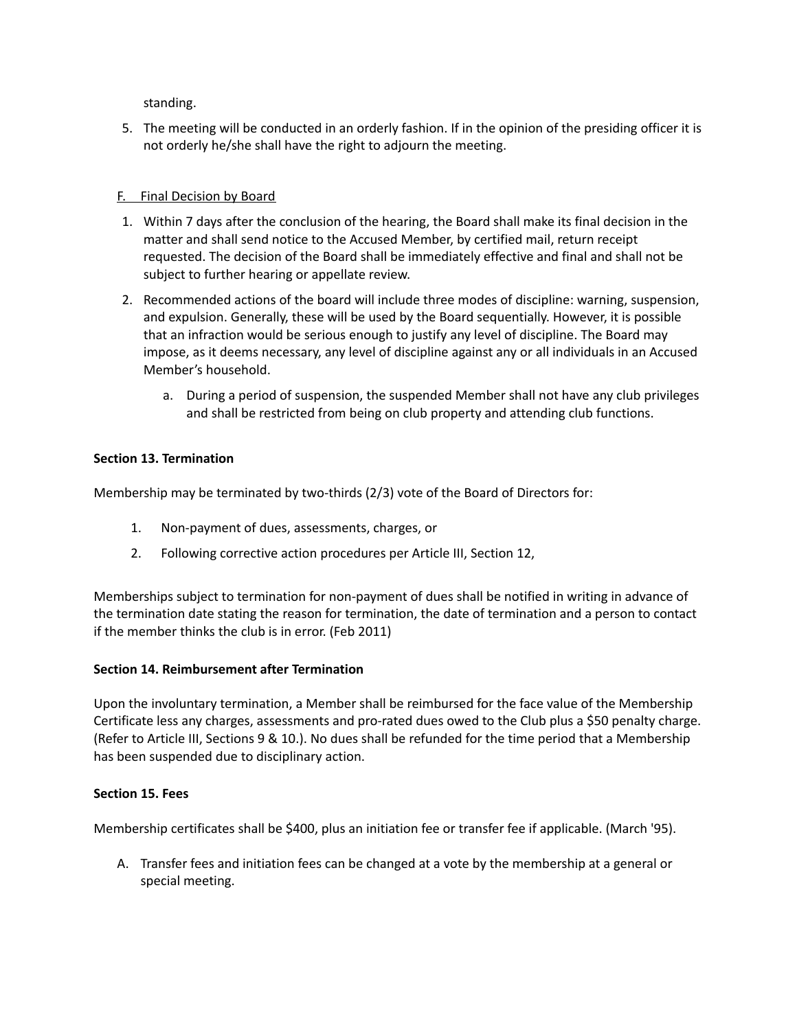standing.

5. The meeting will be conducted in an orderly fashion. If in the opinion of the presiding officer it is not orderly he/she shall have the right to adjourn the meeting.

F. Final Decision by Board

1. Within 7 days after the conclusion of the hearing, the Board shall make its final decision in the matter and shall send notice to the Accused Member, by certified mail, return receipt requested. The decision of the Board shall be immediately effective and final and shall not be subject to further hearing or appellate review.
2. Recommended actions of the board will include three modes of discipline: warning, suspension, and expulsion. Generally, these will be used by the Board sequentially. However, it is possible that an infraction would be serious enough to justify any level of discipline. The Board may impose, as it deems necessary, any level of discipline against any or all individuals in an Accused Member's household.
   a. During a period of suspension, the suspended Member shall not have any club privileges and shall be restricted from being on club property and attending club functions.

**Section 13. Termination**

Membership may be terminated by two-thirds (2/3) vote of the Board of Directors for:

1. Non-payment of dues, assessments, charges, or
2. Following corrective action procedures per Article III, Section 12,

Memberships subject to termination for non-payment of dues shall be notified in writing in advance of the termination date stating the reason for termination, the date of termination and a person to contact if the member thinks the club is in error. (Feb 2011)

**Section 14. Reimbursement after Termination**

Upon the involuntary termination, a Member shall be reimbursed for the face value of the Membership Certificate less any charges, assessments and pro-rated dues owed to the Club plus a $50 penalty charge. (Refer to Article III, Sections 9 & 10.). No dues shall be refunded for the time period that a Membership has been suspended due to disciplinary action.

**Section 15. Fees**

Membership certificates shall be $400, plus an initiation fee or transfer fee if applicable. (March '95).

A. Transfer fees and initiation fees can be changed at a vote by the membership at a general or special meeting.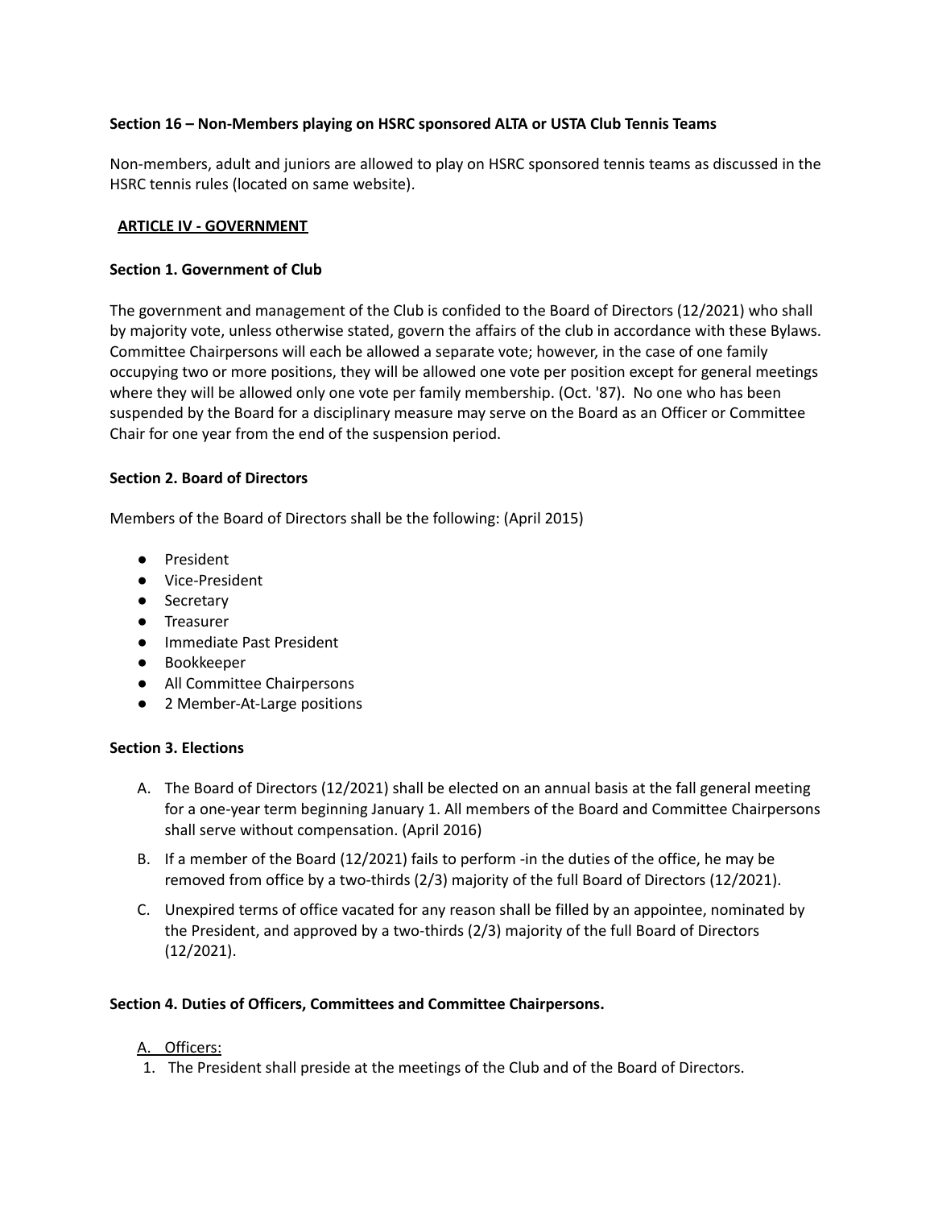**Section 16 – Non-Members playing on HSRC sponsored ALTA or USTA Club Tennis Teams**

Non-members, adult and juniors are allowed to play on HSRC sponsored tennis teams as discussed in the HSRC tennis rules (located on same website).

## ARTICLE IV - GOVERNMENT

**Section 1. Government of Club**

The government and management of the Club is confided to the Board of Directors (12/2021) who shall by majority vote, unless otherwise stated, govern the affairs of the club in accordance with these Bylaws. Committee Chairpersons will each be allowed a separate vote; however, in the case of one family occupying two or more positions, they will be allowed one vote per position except for general meetings where they will be allowed only one vote per family membership. (Oct. '87). No one who has been suspended by the Board for a disciplinary measure may serve on the Board as an Officer or Committee Chair for one year from the end of the suspension period.

**Section 2. Board of Directors**

Members of the Board of Directors shall be the following: (April 2015)

- President
- Vice-President
- Secretary
- Treasurer
- Immediate Past President
- Bookkeeper
- All Committee Chairpersons
- 2 Member-At-Large positions

**Section 3. Elections**

A. The Board of Directors (12/2021) shall be elected on an annual basis at the fall general meeting for a one-year term beginning January 1. All members of the Board and Committee Chairpersons shall serve without compensation. (April 2016)

B. If a member of the Board (12/2021) fails to perform -in the duties of the office, he may be removed from office by a two-thirds (2/3) majority of the full Board of Directors (12/2021).

C. Unexpired terms of office vacated for any reason shall be filled by an appointee, nominated by the President, and approved by a two-thirds (2/3) majority of the full Board of Directors (12/2021).

**Section 4. Duties of Officers, Committees and Committee Chairpersons.**

A. Officers:

1. The President shall preside at the meetings of the Club and of the Board of Directors.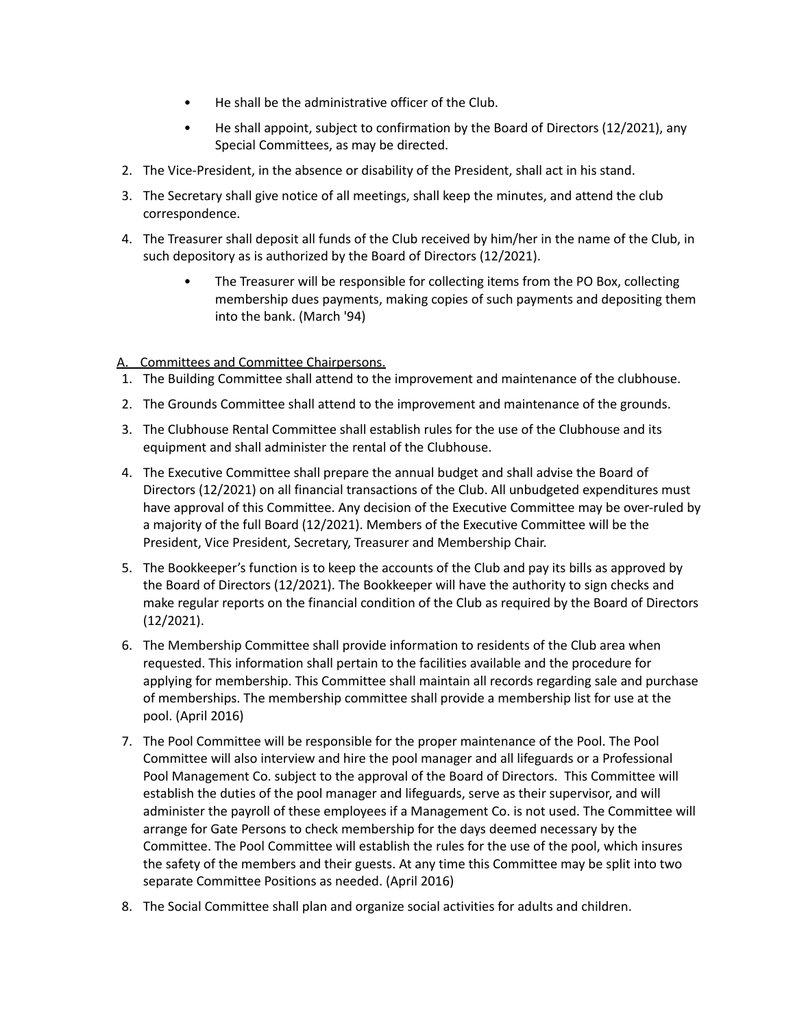- He shall be the administrative officer of the Club.
- He shall appoint, subject to confirmation by the Board of Directors (12/2021), any Special Committees, as may be directed.

2. The Vice-President, in the absence or disability of the President, shall act in his stand.
3. The Secretary shall give notice of all meetings, shall keep the minutes, and attend the club correspondence.
4. The Treasurer shall deposit all funds of the Club received by him/her in the name of the Club, in such depository as is authorized by the Board of Directors (12/2021).
    - The Treasurer will be responsible for collecting items from the PO Box, collecting membership dues payments, making copies of such payments and depositing them into the bank. (March '94)

<u>A. Committees and Committee Chairpersons.</u>

1. The Building Committee shall attend to the improvement and maintenance of the clubhouse.
2. The Grounds Committee shall attend to the improvement and maintenance of the grounds.
3. The Clubhouse Rental Committee shall establish rules for the use of the Clubhouse and its equipment and shall administer the rental of the Clubhouse.
4. The Executive Committee shall prepare the annual budget and shall advise the Board of Directors (12/2021) on all financial transactions of the Club. All unbudgeted expenditures must have approval of this Committee. Any decision of the Executive Committee may be over-ruled by a majority of the full Board (12/2021). Members of the Executive Committee will be the President, Vice President, Secretary, Treasurer and Membership Chair.
5. The Bookkeeper's function is to keep the accounts of the Club and pay its bills as approved by the Board of Directors (12/2021). The Bookkeeper will have the authority to sign checks and make regular reports on the financial condition of the Club as required by the Board of Directors (12/2021).
6. The Membership Committee shall provide information to residents of the Club area when requested. This information shall pertain to the facilities available and the procedure for applying for membership. This Committee shall maintain all records regarding sale and purchase of memberships. The membership committee shall provide a membership list for use at the pool. (April 2016)
7. The Pool Committee will be responsible for the proper maintenance of the Pool. The Pool Committee will also interview and hire the pool manager and all lifeguards or a Professional Pool Management Co. subject to the approval of the Board of Directors. This Committee will establish the duties of the pool manager and lifeguards, serve as their supervisor, and will administer the payroll of these employees if a Management Co. is not used. The Committee will arrange for Gate Persons to check membership for the days deemed necessary by the Committee. The Pool Committee will establish the rules for the use of the pool, which insures the safety of the members and their guests. At any time this Committee may be split into two separate Committee Positions as needed. (April 2016)
8. The Social Committee shall plan and organize social activities for adults and children.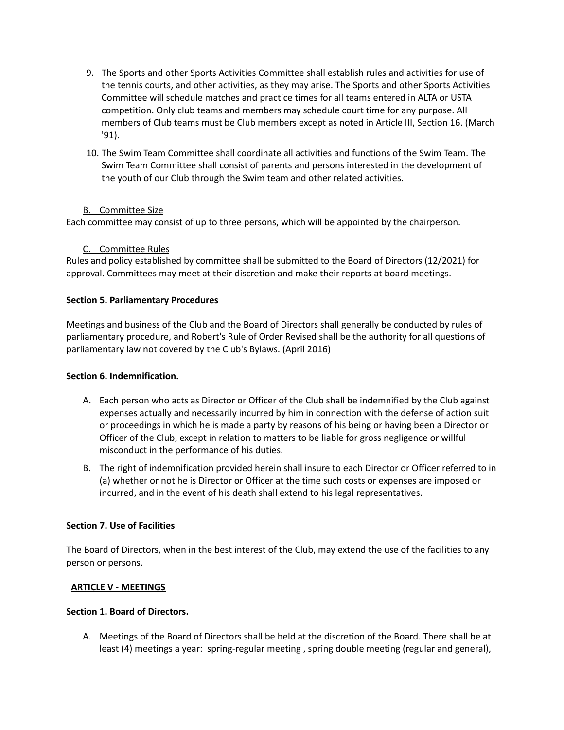9. The Sports and other Sports Activities Committee shall establish rules and activities for use of the tennis courts, and other activities, as they may arise. The Sports and other Sports Activities Committee will schedule matches and practice times for all teams entered in ALTA or USTA competition. Only club teams and members may schedule court time for any purpose. All members of Club teams must be Club members except as noted in Article III, Section 16. (March '91).
10. The Swim Team Committee shall coordinate all activities and functions of the Swim Team. The Swim Team Committee shall consist of parents and persons interested in the development of the youth of our Club through the Swim team and other related activities.

B. <u>Committee Size</u>

Each committee may consist of up to three persons, which will be appointed by the chairperson.

C. <u>Committee Rules</u>

Rules and policy established by committee shall be submitted to the Board of Directors (12/2021) for approval. Committees may meet at their discretion and make their reports at board meetings.

**Section 5. Parliamentary Procedures**

Meetings and business of the Club and the Board of Directors shall generally be conducted by rules of parliamentary procedure, and Robert's Rule of Order Revised shall be the authority for all questions of parliamentary law not covered by the Club's Bylaws. (April 2016)

**Section 6. Indemnification.**

A. Each person who acts as Director or Officer of the Club shall be indemnified by the Club against expenses actually and necessarily incurred by him in connection with the defense of action suit or proceedings in which he is made a party by reasons of his being or having been a Director or Officer of the Club, except in relation to matters to be liable for gross negligence or willful misconduct in the performance of his duties.
B. The right of indemnification provided herein shall insure to each Director or Officer referred to in (a) whether or not he is Director or Officer at the time such costs or expenses are imposed or incurred, and in the event of his death shall extend to his legal representatives.

**Section 7. Use of Facilities**

The Board of Directors, when in the best interest of the Club, may extend the use of the facilities to any person or persons.

## <u>ARTICLE V - MEETINGS</u>

**Section 1. Board of Directors.**

A. Meetings of the Board of Directors shall be held at the discretion of the Board. There shall be at least (4) meetings a year: spring-regular meeting , spring double meeting (regular and general),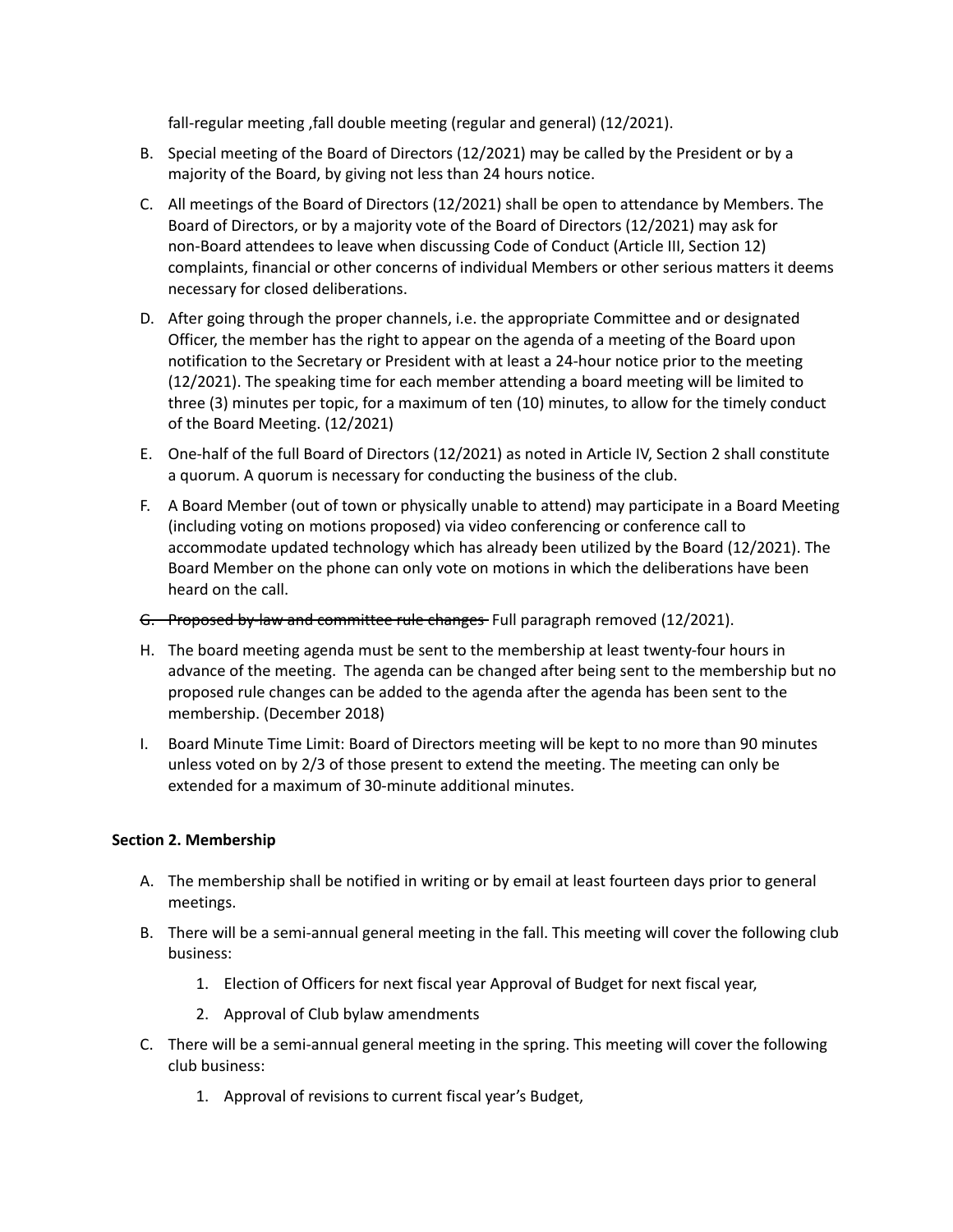fall-regular meeting ,fall double meeting (regular and general) (12/2021).

B. Special meeting of the Board of Directors (12/2021) may be called by the President or by a majority of the Board, by giving not less than 24 hours notice.

C. All meetings of the Board of Directors (12/2021) shall be open to attendance by Members. The Board of Directors, or by a majority vote of the Board of Directors (12/2021) may ask for non-Board attendees to leave when discussing Code of Conduct (Article III, Section 12) complaints, financial or other concerns of individual Members or other serious matters it deems necessary for closed deliberations.

D. After going through the proper channels, i.e. the appropriate Committee and or designated Officer, the member has the right to appear on the agenda of a meeting of the Board upon notification to the Secretary or President with at least a 24-hour notice prior to the meeting (12/2021). The speaking time for each member attending a board meeting will be limited to three (3) minutes per topic, for a maximum of ten (10) minutes, to allow for the timely conduct of the Board Meeting. (12/2021)

E. One-half of the full Board of Directors (12/2021) as noted in Article IV, Section 2 shall constitute a quorum. A quorum is necessary for conducting the business of the club.

F. A Board Member (out of town or physically unable to attend) may participate in a Board Meeting (including voting on motions proposed) via video conferencing or conference call to accommodate updated technology which has already been utilized by the Board (12/2021). The Board Member on the phone can only vote on motions in which the deliberations have been heard on the call.

G. ~~Proposed by-law and committee rule changes~~ Full paragraph removed (12/2021).

H. The board meeting agenda must be sent to the membership at least twenty-four hours in advance of the meeting. The agenda can be changed after being sent to the membership but no proposed rule changes can be added to the agenda after the agenda has been sent to the membership. (December 2018)

I. Board Minute Time Limit: Board of Directors meeting will be kept to no more than 90 minutes unless voted on by 2/3 of those present to extend the meeting. The meeting can only be extended for a maximum of 30-minute additional minutes.

**Section 2. Membership**

A. The membership shall be notified in writing or by email at least fourteen days prior to general meetings.

B. There will be a semi-annual general meeting in the fall. This meeting will cover the following club business:

   1. Election of Officers for next fiscal year Approval of Budget for next fiscal year,
   2. Approval of Club bylaw amendments

C. There will be a semi-annual general meeting in the spring. This meeting will cover the following club business:

   1. Approval of revisions to current fiscal year's Budget,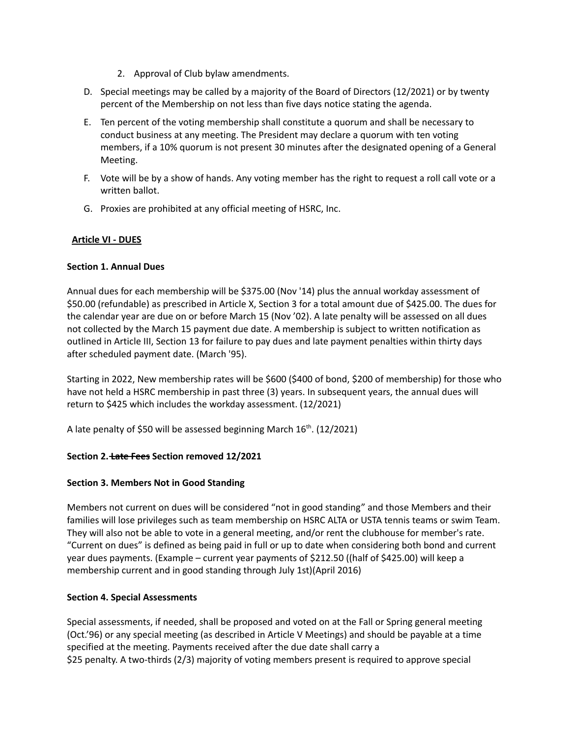2. Approval of Club bylaw amendments.

D. Special meetings may be called by a majority of the Board of Directors (12/2021) or by twenty percent of the Membership on not less than five days notice stating the agenda.

E. Ten percent of the voting membership shall constitute a quorum and shall be necessary to conduct business at any meeting. The President may declare a quorum with ten voting members, if a 10% quorum is not present 30 minutes after the designated opening of a General Meeting.

F. Vote will be by a show of hands. Any voting member has the right to request a roll call vote or a written ballot.

G. Proxies are prohibited at any official meeting of HSRC, Inc.

## Article VI - DUES

**Section 1. Annual Dues**

Annual dues for each membership will be $375.00 (Nov '14) plus the annual workday assessment of $50.00 (refundable) as prescribed in Article X, Section 3 for a total amount due of $425.00. The dues for the calendar year are due on or before March 15 (Nov '02). A late penalty will be assessed on all dues not collected by the March 15 payment due date. A membership is subject to written notification as outlined in Article III, Section 13 for failure to pay dues and late payment penalties within thirty days after scheduled payment date. (March '95).

Starting in 2022, New membership rates will be $600 ($400 of bond, $200 of membership) for those who have not held a HSRC membership in past three (3) years. In subsequent years, the annual dues will return to $425 which includes the workday assessment. (12/2021)

A late penalty of $50 will be assessed beginning March 16th. (12/2021)

**Section 2. ~~Late Fees~~ Section removed 12/2021**

**Section 3. Members Not in Good Standing**

Members not current on dues will be considered “not in good standing” and those Members and their families will lose privileges such as team membership on HSRC ALTA or USTA tennis teams or swim Team. They will also not be able to vote in a general meeting, and/or rent the clubhouse for member's rate. “Current on dues” is defined as being paid in full or up to date when considering both bond and current year dues payments. (Example – current year payments of $212.50 ((half of $425.00) will keep a membership current and in good standing through July 1st)(April 2016)

**Section 4. Special Assessments**

Special assessments, if needed, shall be proposed and voted on at the Fall or Spring general meeting (Oct.'96) or any special meeting (as described in Article V Meetings) and should be payable at a time specified at the meeting. Payments received after the due date shall carry a $25 penalty. A two-thirds (2/3) majority of voting members present is required to approve special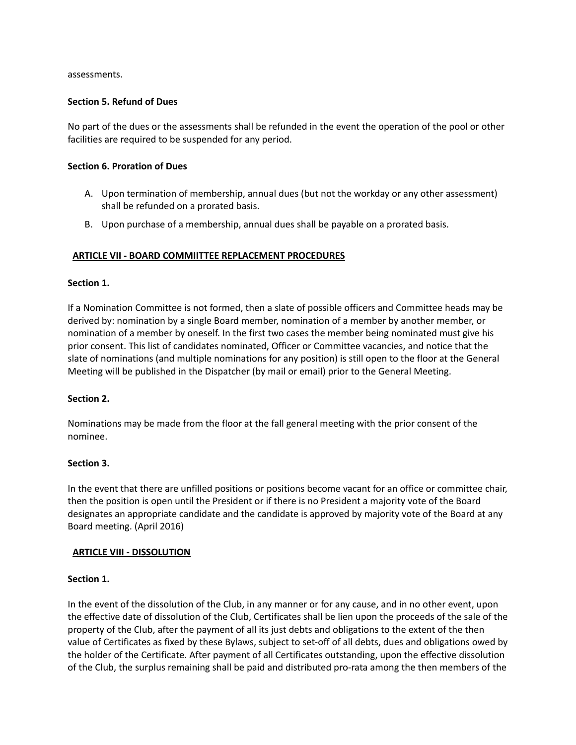assessments.

**Section 5. Refund of Dues**

No part of the dues or the assessments shall be refunded in the event the operation of the pool or other facilities are required to be suspended for any period.

**Section 6. Proration of Dues**

A. Upon termination of membership, annual dues (but not the workday or any other assessment) shall be refunded on a prorated basis.

B. Upon purchase of a membership, annual dues shall be payable on a prorated basis.

## ARTICLE VII - BOARD COMMIITTEE REPLACEMENT PROCEDURES

**Section 1.**

If a Nomination Committee is not formed, then a slate of possible officers and Committee heads may be derived by: nomination by a single Board member, nomination of a member by another member, or nomination of a member by oneself. In the first two cases the member being nominated must give his prior consent. This list of candidates nominated, Officer or Committee vacancies, and notice that the slate of nominations (and multiple nominations for any position) is still open to the floor at the General Meeting will be published in the Dispatcher (by mail or email) prior to the General Meeting.

**Section 2.**

Nominations may be made from the floor at the fall general meeting with the prior consent of the nominee.

**Section 3.**

In the event that there are unfilled positions or positions become vacant for an office or committee chair, then the position is open until the President or if there is no President a majority vote of the Board designates an appropriate candidate and the candidate is approved by majority vote of the Board at any Board meeting. (April 2016)

## ARTICLE VIII - DISSOLUTION

**Section 1.**

In the event of the dissolution of the Club, in any manner or for any cause, and in no other event, upon the effective date of dissolution of the Club, Certificates shall be lien upon the proceeds of the sale of the property of the Club, after the payment of all its just debts and obligations to the extent of the then value of Certificates as fixed by these Bylaws, subject to set-off of all debts, dues and obligations owed by the holder of the Certificate. After payment of all Certificates outstanding, upon the effective dissolution of the Club, the surplus remaining shall be paid and distributed pro-rata among the then members of the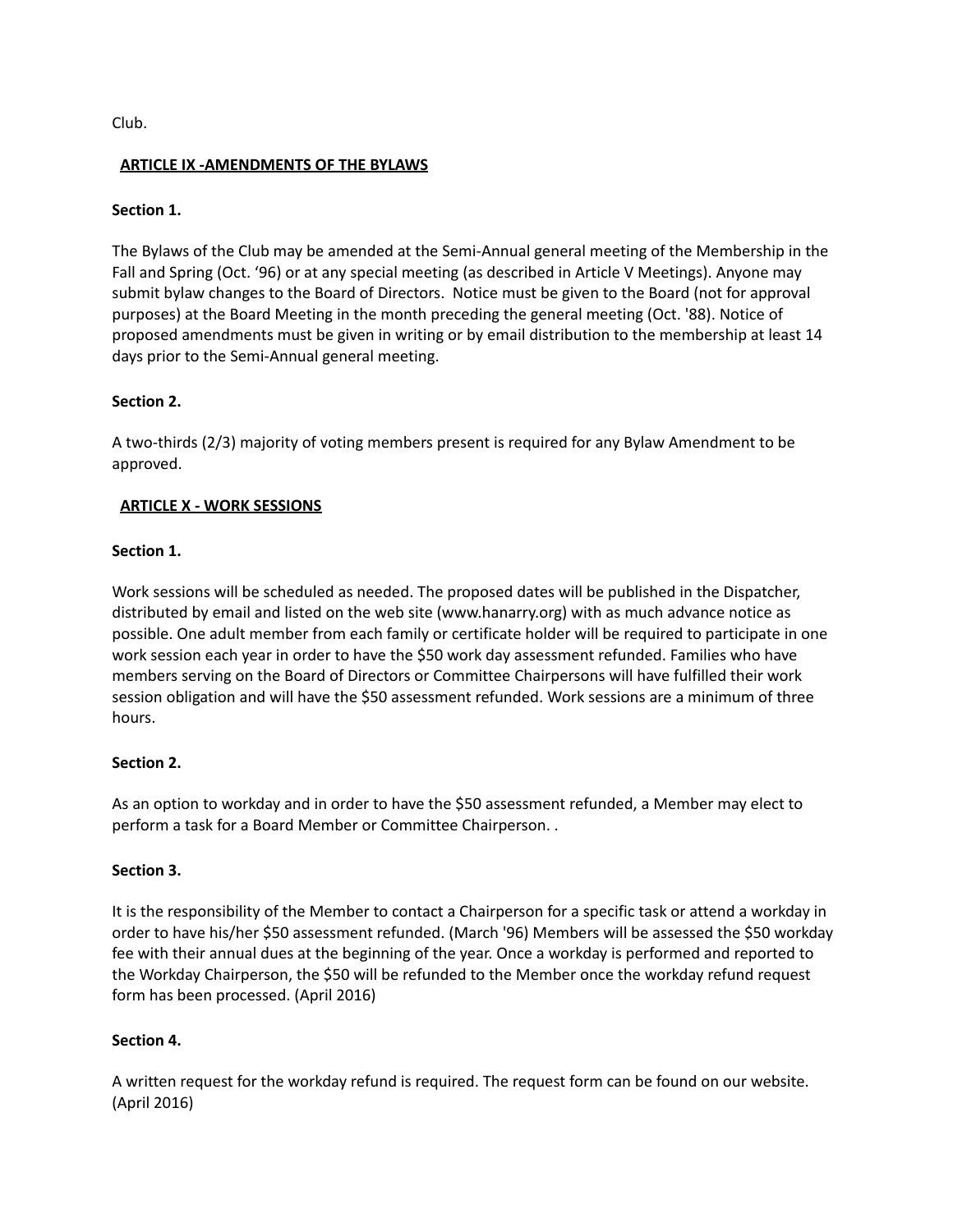Club.

## ARTICLE IX -AMENDMENTS OF THE BYLAWS

**Section 1.**

The Bylaws of the Club may be amended at the Semi-Annual general meeting of the Membership in the Fall and Spring (Oct. '96) or at any special meeting (as described in Article V Meetings). Anyone may submit bylaw changes to the Board of Directors. Notice must be given to the Board (not for approval purposes) at the Board Meeting in the month preceding the general meeting (Oct. '88). Notice of proposed amendments must be given in writing or by email distribution to the membership at least 14 days prior to the Semi-Annual general meeting.

**Section 2.**

A two-thirds (2/3) majority of voting members present is required for any Bylaw Amendment to be approved.

## ARTICLE X - WORK SESSIONS

**Section 1.**

Work sessions will be scheduled as needed. The proposed dates will be published in the Dispatcher, distributed by email and listed on the web site (www.hanarry.org) with as much advance notice as possible. One adult member from each family or certificate holder will be required to participate in one work session each year in order to have the $50 work day assessment refunded. Families who have members serving on the Board of Directors or Committee Chairpersons will have fulfilled their work session obligation and will have the $50 assessment refunded. Work sessions are a minimum of three hours.

**Section 2.**

As an option to workday and in order to have the $50 assessment refunded, a Member may elect to perform a task for a Board Member or Committee Chairperson. .

**Section 3.**

It is the responsibility of the Member to contact a Chairperson for a specific task or attend a workday in order to have his/her $50 assessment refunded. (March '96) Members will be assessed the $50 workday fee with their annual dues at the beginning of the year. Once a workday is performed and reported to the Workday Chairperson, the $50 will be refunded to the Member once the workday refund request form has been processed. (April 2016)

**Section 4.**

A written request for the workday refund is required. The request form can be found on our website. (April 2016)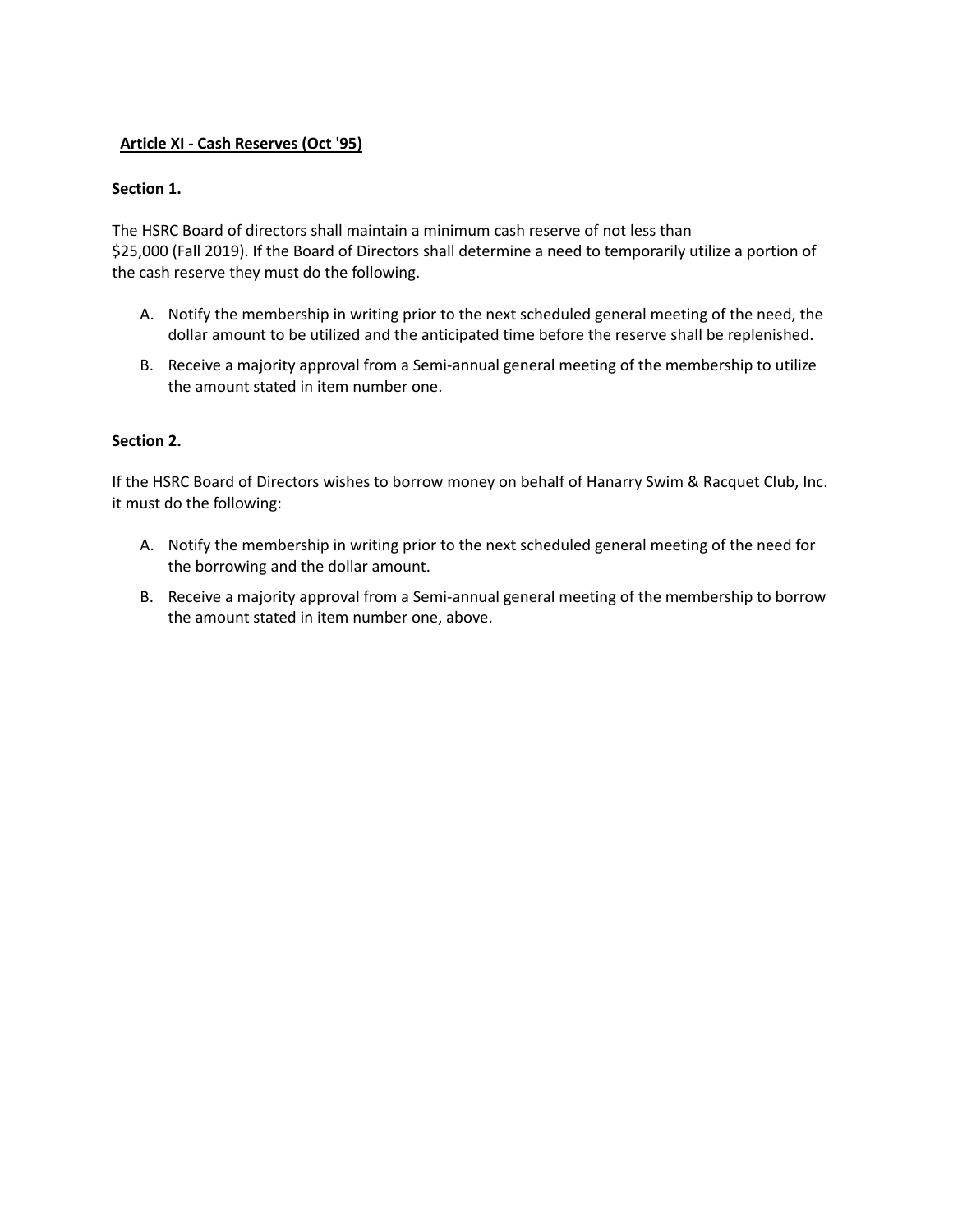**Article XI - Cash Reserves (Oct '95)**

**Section 1.**

The HSRC Board of directors shall maintain a minimum cash reserve of not less than $25,000 (Fall 2019). If the Board of Directors shall determine a need to temporarily utilize a portion of the cash reserve they must do the following.

A. Notify the membership in writing prior to the next scheduled general meeting of the need, the dollar amount to be utilized and the anticipated time before the reserve shall be replenished.
B. Receive a majority approval from a Semi-annual general meeting of the membership to utilize the amount stated in item number one.

**Section 2.**

If the HSRC Board of Directors wishes to borrow money on behalf of Hanarry Swim & Racquet Club, Inc. it must do the following:

A. Notify the membership in writing prior to the next scheduled general meeting of the need for the borrowing and the dollar amount.
B. Receive a majority approval from a Semi-annual general meeting of the membership to borrow the amount stated in item number one, above.